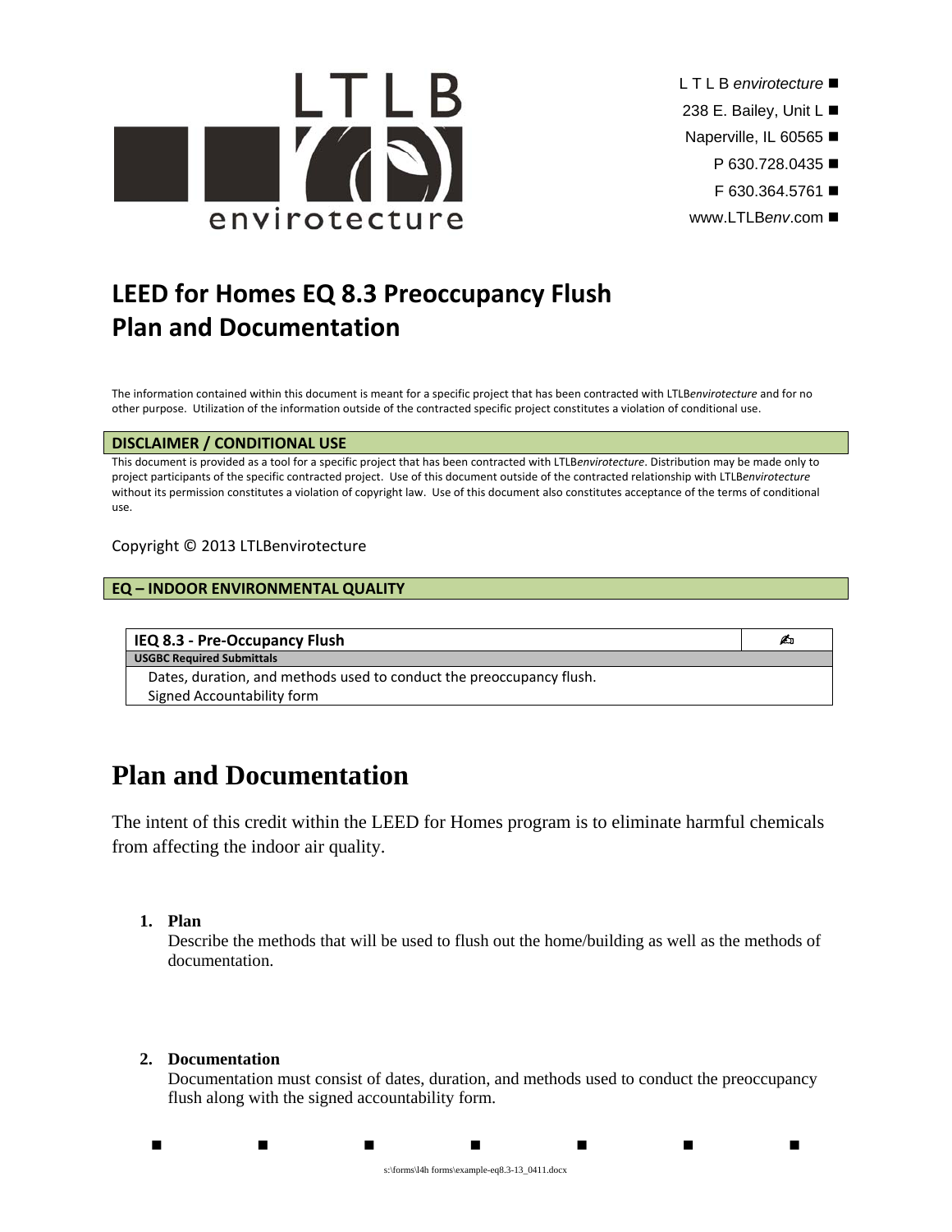L T L B *envirotecture* ■
238 E. Bailey, Unit L ■
Naperville, IL 60565 ■
P 630.728.0435 ■
F 630.364.5761 ■
www.LTLB*env*.com ■

# LEED for Homes EQ 8.3 Preoccupancy Flush Plan and Documentation

The information contained within this document is meant for a specific project that has been contracted with LTLB*envirotecture* and for no other purpose. Utilization of the information outside of the contracted specific project constitutes a violation of conditional use.

## DISCLAIMER / CONDITIONAL USE

This document is provided as a tool for a specific project that has been contracted with LTLB*envirotecture*. Distribution may be made only to project participants of the specific contracted project. Use of this document outside of the contracted relationship with LTLB*envirotecture* without its permission constitutes a violation of copyright law. Use of this document also constitutes acceptance of the terms of conditional use.

Copyright © 2013 LTLBenvirotecture

## EQ – INDOOR ENVIRONMENTAL QUALITY

| IEQ 8.3 - Pre-Occupancy Flush | ✍ |
|---|---|
| **USGBC Required Submittals** | |
| Dates, duration, and methods used to conduct the preoccupancy flush. | |
| Signed Accountability form | |

# Plan and Documentation

The intent of this credit within the LEED for Homes program is to eliminate harmful chemicals from affecting the indoor air quality.

1. **Plan**
   Describe the methods that will be used to flush out the home/building as well as the methods of documentation.

2. **Documentation**
   Documentation must consist of dates, duration, and methods used to conduct the preoccupancy flush along with the signed accountability form.

■ ■ ■ ■ ■ ■ ■

s:\forms\l4h forms\example-eq8.3-13_0411.docx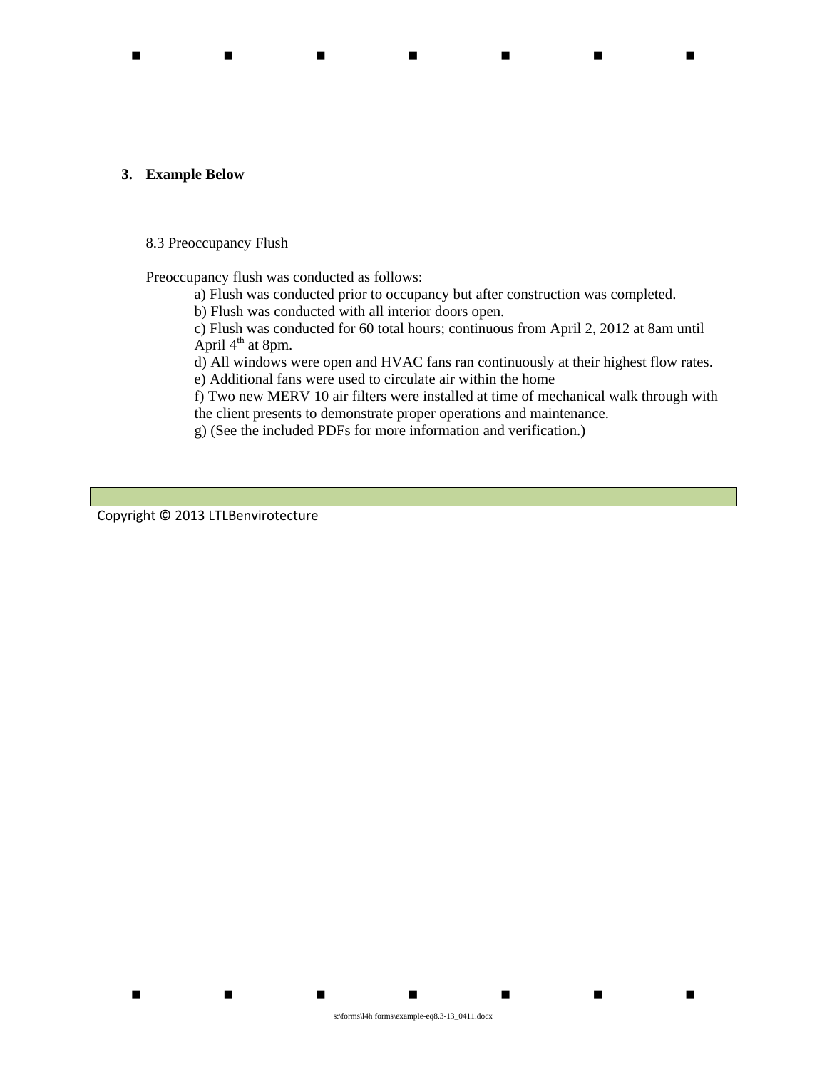3. **Example Below**

8.3 Preoccupancy Flush

Preoccupancy flush was conducted as follows:

a) Flush was conducted prior to occupancy but after construction was completed.
b) Flush was conducted with all interior doors open.
c) Flush was conducted for 60 total hours; continuous from April 2, 2012 at 8am until April 4th at 8pm.
d) All windows were open and HVAC fans ran continuously at their highest flow rates.
e) Additional fans were used to circulate air within the home
f) Two new MERV 10 air filters were installed at time of mechanical walk through with the client presents to demonstrate proper operations and maintenance.
g) (See the included PDFs for more information and verification.)

Copyright © 2013 LTLBenvirotecture